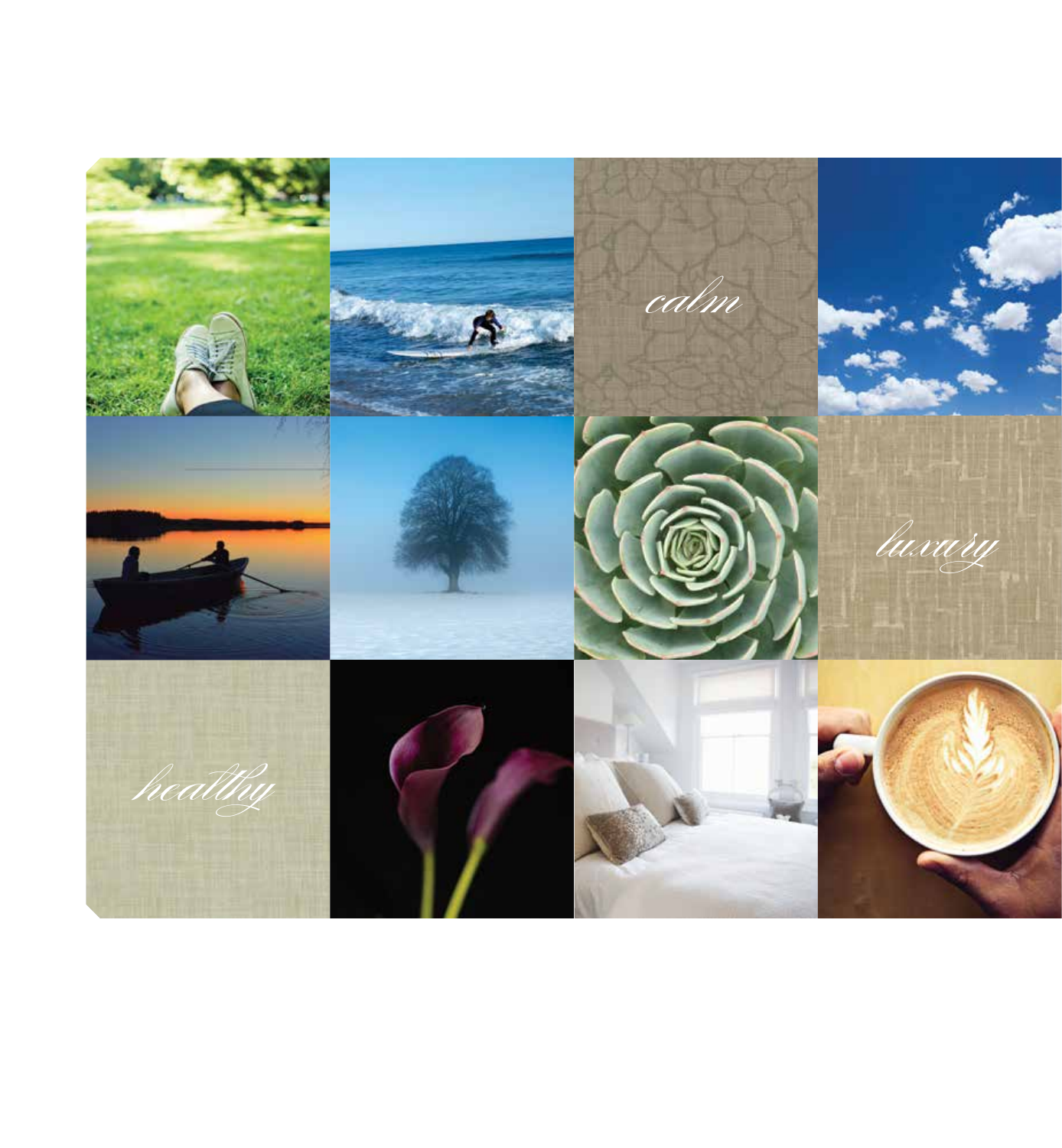*calm*

*luxury*

*healthy*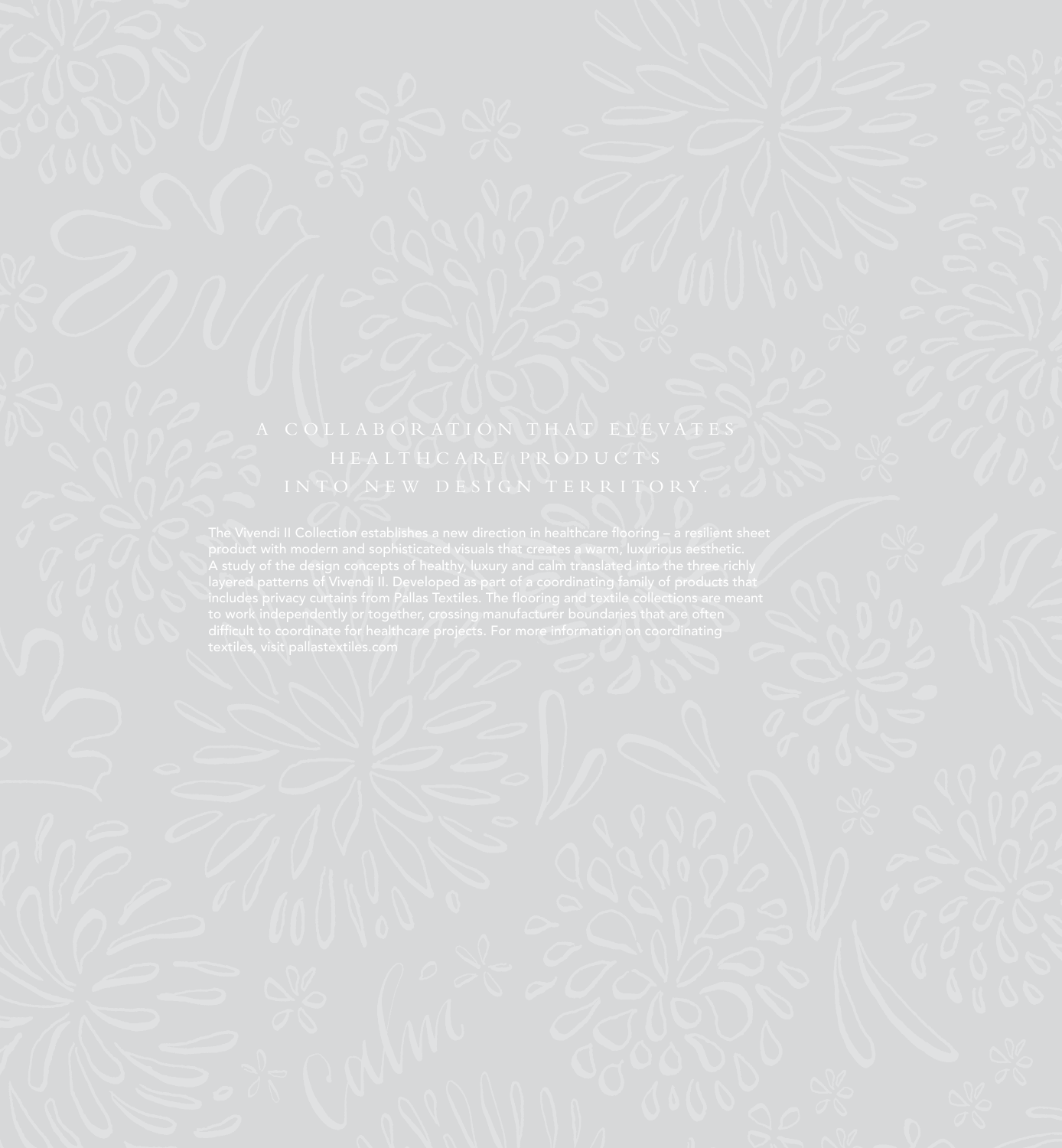## A COLLABORATION THAT ELEVATES HEALTHCARE PRODUCTS INTO NEW DESIGN TERRITORY.

The Vivendi II Collection establishes a new direction in healthcare flooring – a resilient sheet product with modern and sophisticated visuals that creates a warm, luxurious aesthetic. A study of the design concepts of healthy, luxury and calm translated into the three richly layered patterns of Vivendi II. Developed as part of a coordinating family of products that includes privacy curtains from Pallas Textiles. The flooring and textile collections are meant to work independently or together, crossing manufacturer boundaries that are often difficult to coordinate for healthcare projects. For more information on coordinating textiles, visit pallastextiles.com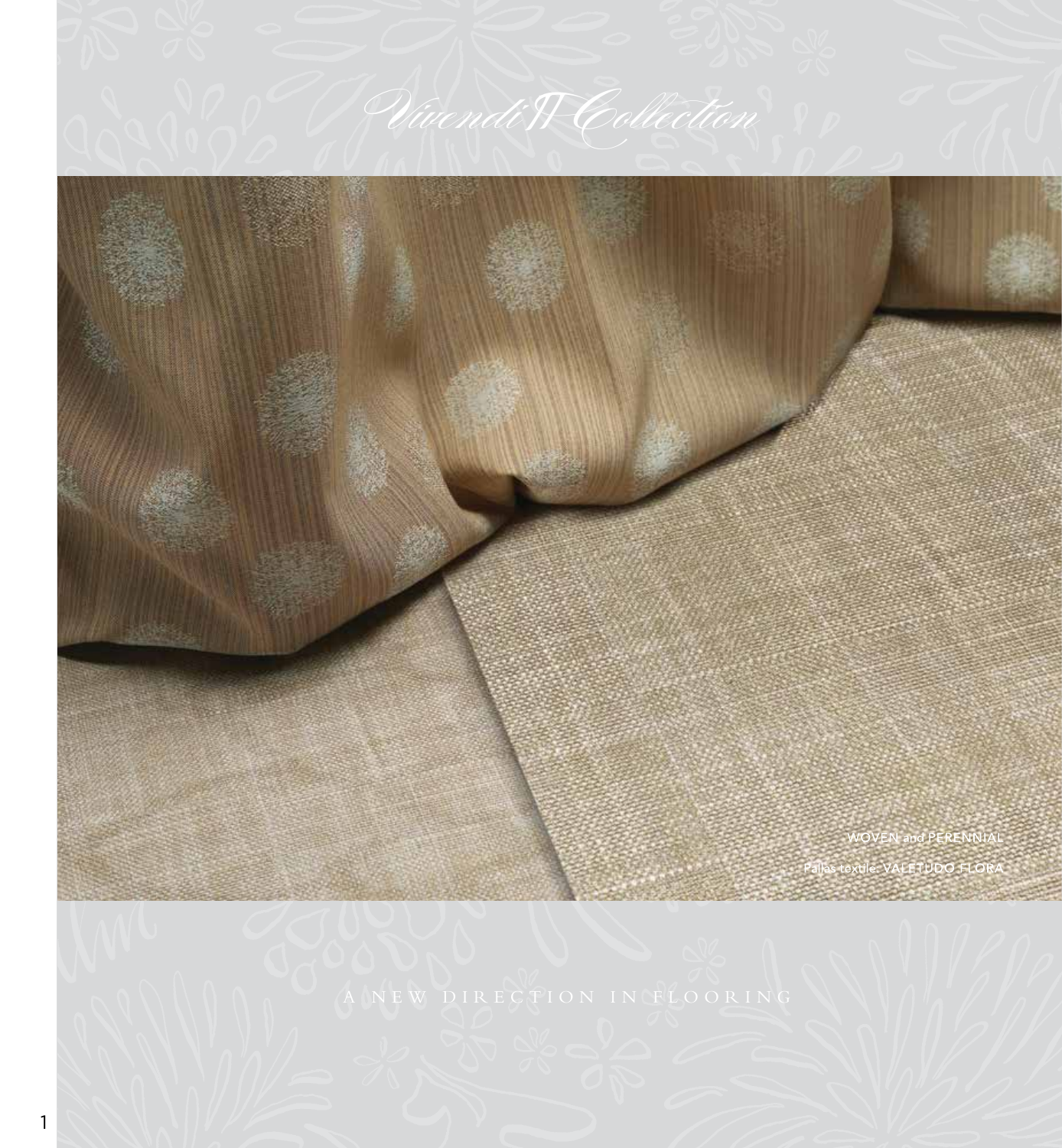# *Vivendi II Collection*

WOVEN and PERENNIAL

Pallas textile: VALETUDO FLORA

A NEW DIRECTION IN FLOORING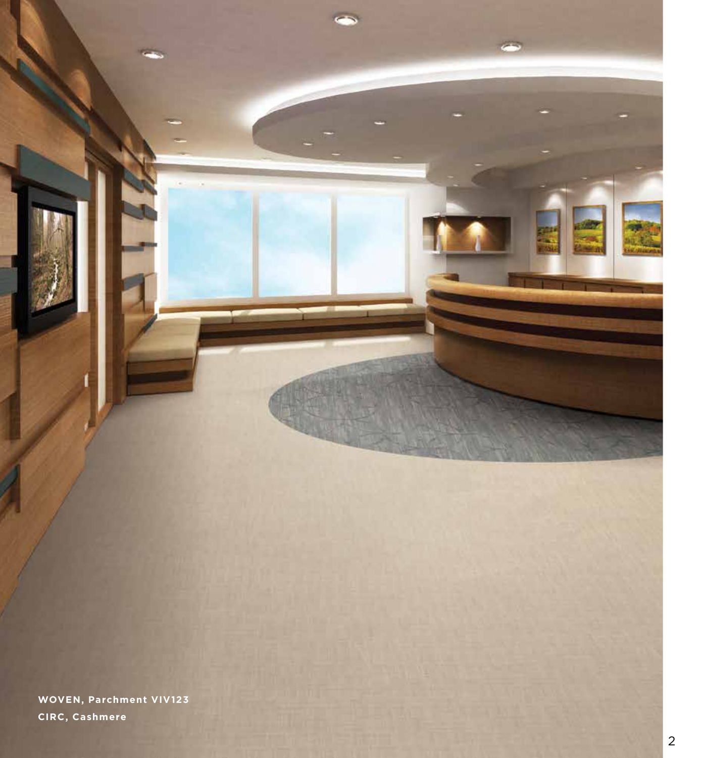**WOVEN, Parchment VIV123**

**CIRC, Cashmere**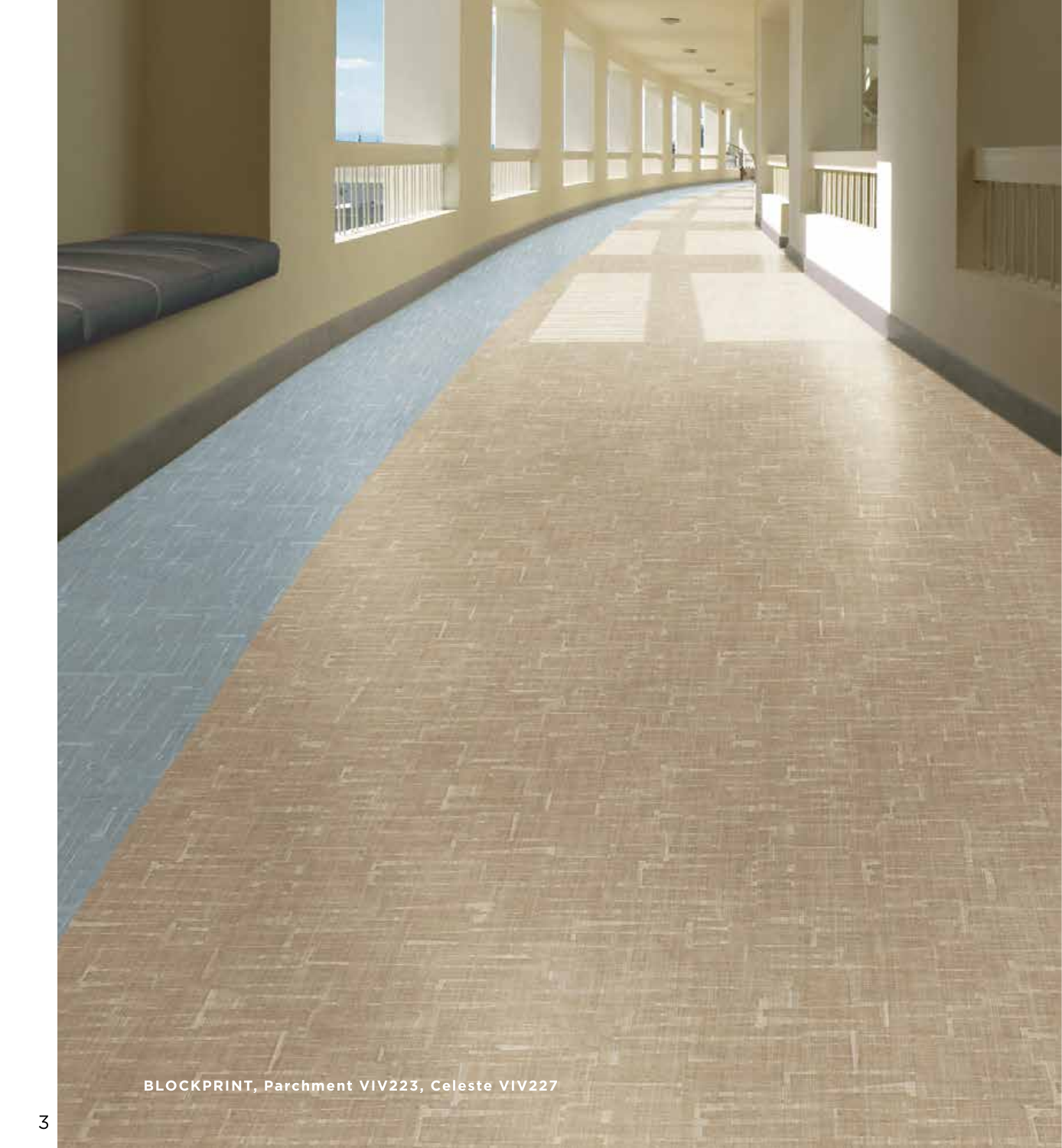**BLOCKPRINT, Parchment VIV223, Celeste VIV227**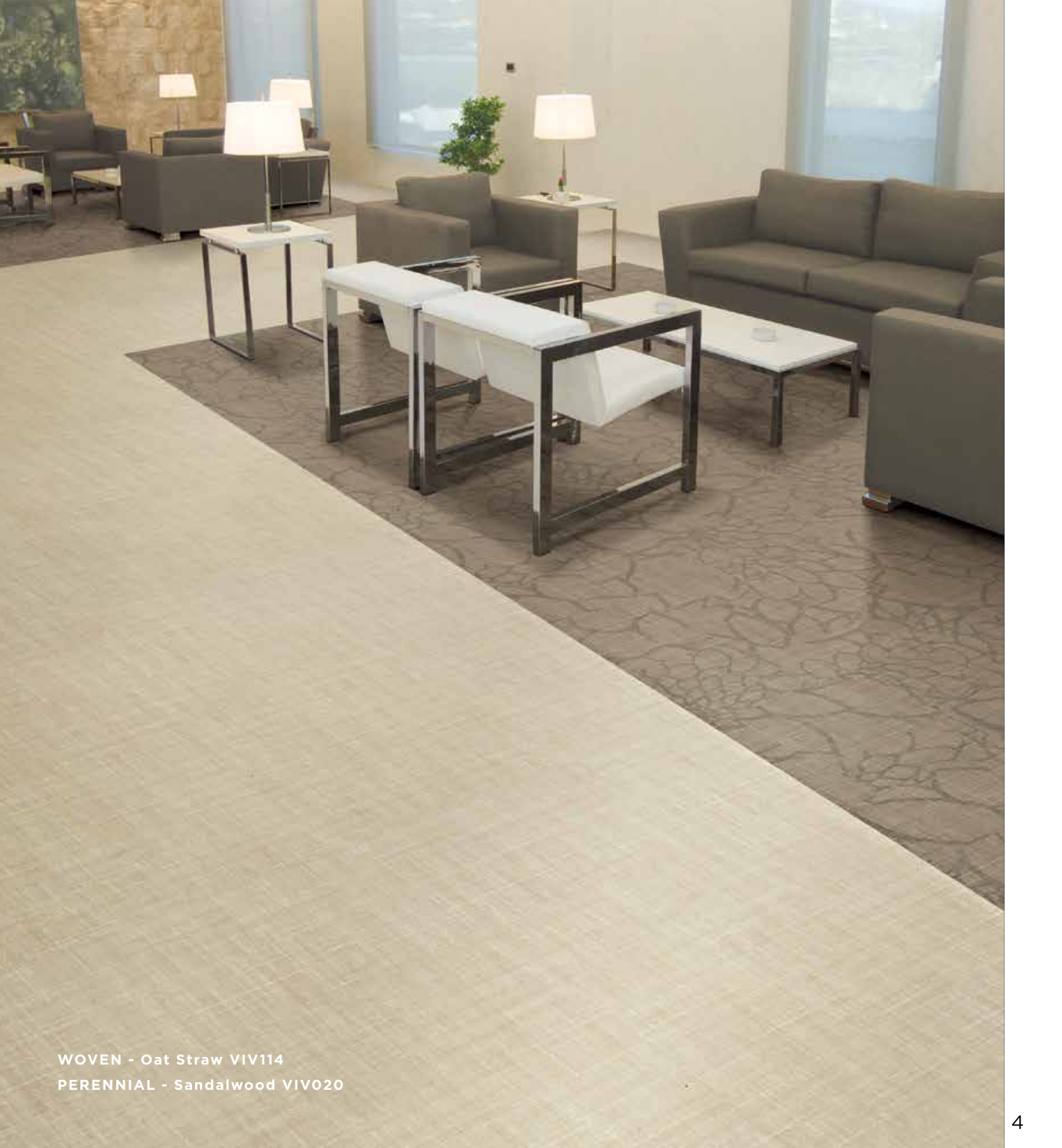**WOVEN - Oat Straw VIV114**

**PERENNIAL - Sandalwood VIV020**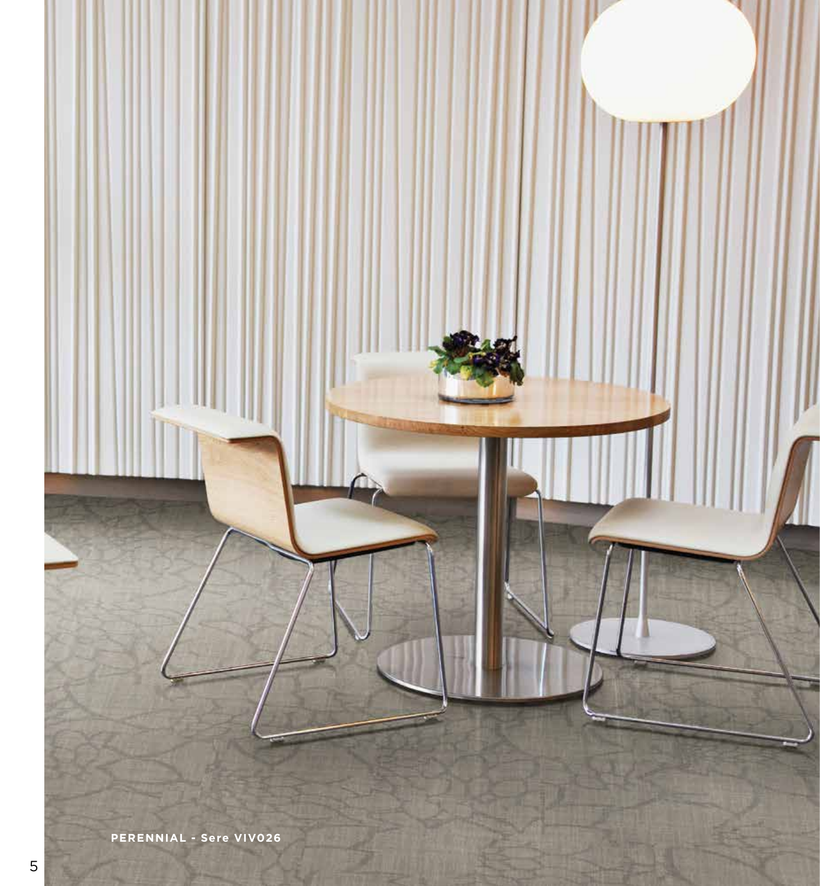PERENNIAL - Sere VIV026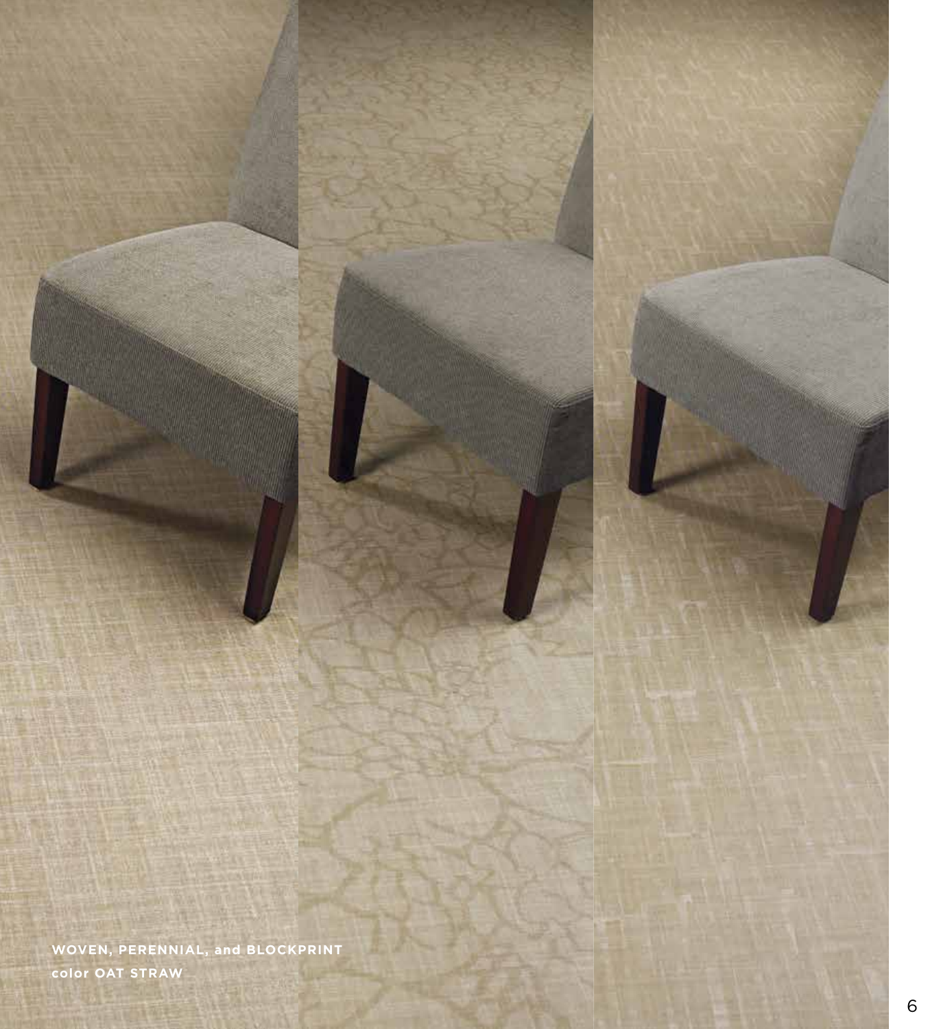**WOVEN, PERENNIAL, and BLOCKPRINT**
**color OAT STRAW**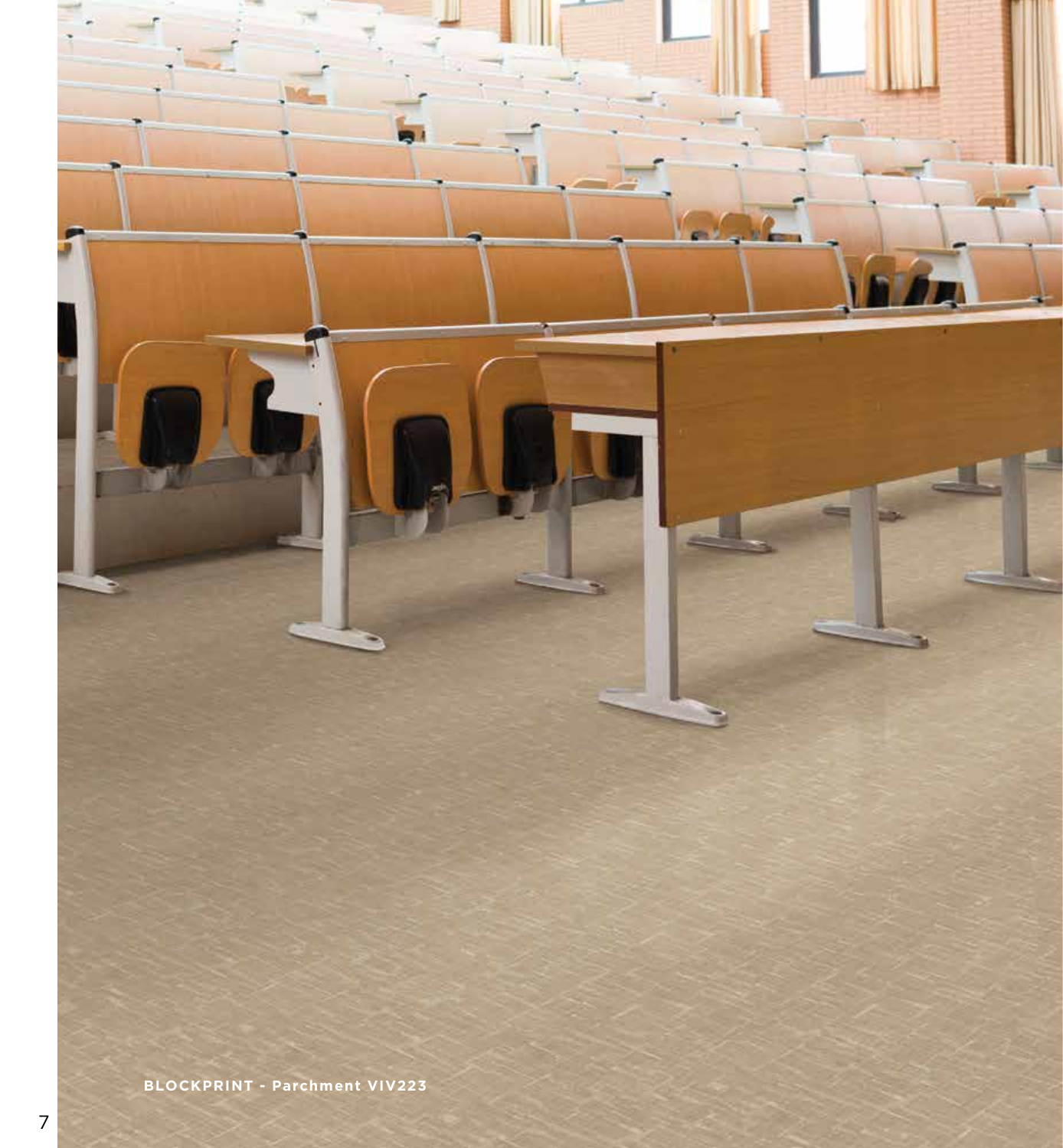**BLOCKPRINT - Parchment VIV223**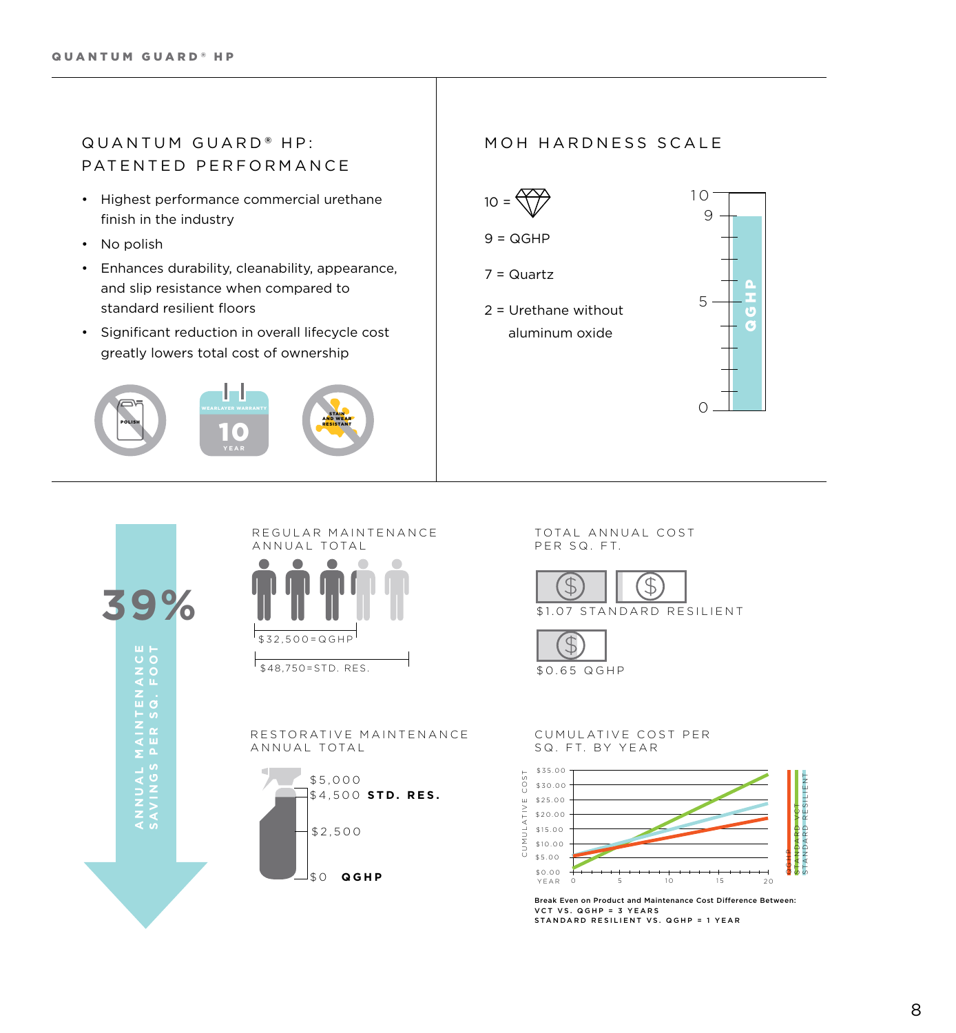## QUANTUM GUARD® HP: PATENTED PERFORMANCE

- Highest performance commercial urethane finish in the industry
- No polish
- Enhances durability, cleanability, appearance, and slip resistance when compared to standard resilient floors
- Significant reduction in overall lifecycle cost greatly lowers total cost of ownership

POLISH

WEARLAYER WARRANTY 10 YEAR

STAIN AND WEAR RESISTANT

## MOH HARDNESS SCALE

10 = (diamond)

9 = QGHP

7 = Quartz

2 = Urethane without aluminum oxide

10, 9, 5, 0 — QGHP

## 39%

ANNUAL MAINTENANCE SAVINGS PER SQ. FOOT

### REGULAR MAINTENANCE ANNUAL TOTAL

$32,500=QGHP

$48,750=STD. RES.

### TOTAL ANNUAL COST PER SQ. FT.

$1.07 STANDARD RESILIENT

$0.65 QGHP

### RESTORATIVE MAINTENANCE ANNUAL TOTAL

$5,000

$4,500 **STD. RES.**

$2,500

$0 **QGHP**

### CUMULATIVE COST PER SQ. FT. BY YEAR

CUMULATIVE COST: $35.00, $30.00, $25.00, $20.00, $15.00, $10.00, $5.00, $0.00

YEAR: 0, 5, 10, 15, 20

QGHP, STANDARD VCT, STANDARD RESILIENT

**Break Even on Product and Maintenance Cost Difference Between:**

**VCT VS. QGHP = 3 YEARS**

**STANDARD RESILIENT VS. QGHP = 1 YEAR**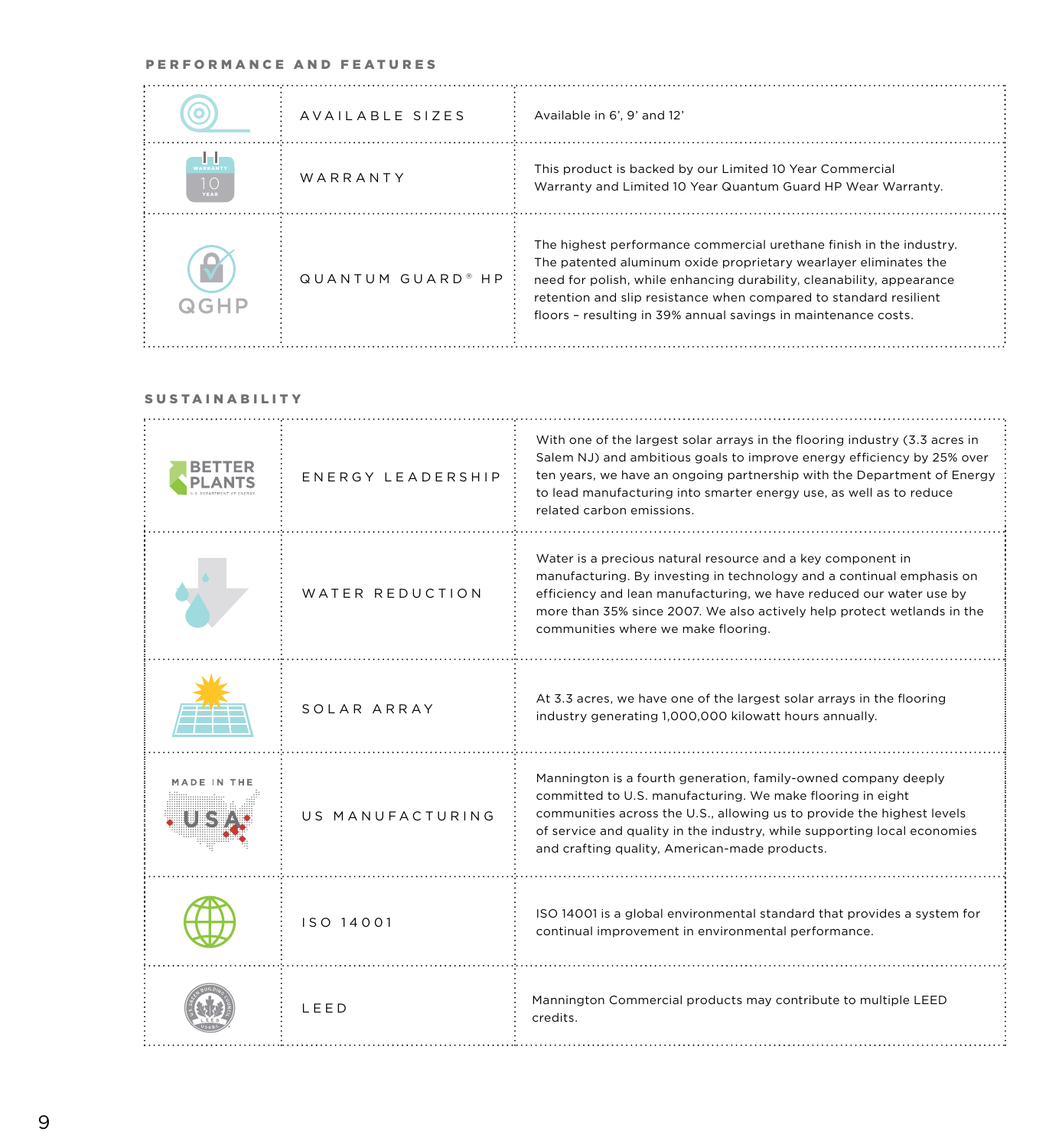## PERFORMANCE AND FEATURES

| | | |
|---|---|---|
| | AVAILABLE SIZES | Available in 6', 9' and 12' |
| WARRANTY 10 YEAR | WARRANTY | This product is backed by our Limited 10 Year Commercial Warranty and Limited 10 Year Quantum Guard HP Wear Warranty. |
| QGHP | QUANTUM GUARD® HP | The highest performance commercial urethane finish in the industry. The patented aluminum oxide proprietary wearlayer eliminates the need for polish, while enhancing durability, cleanability, appearance retention and slip resistance when compared to standard resilient floors – resulting in 39% annual savings in maintenance costs. |

## SUSTAINABILITY

| | | |
|---|---|---|
| BETTER PLANTS U.S. DEPARTMENT OF ENERGY | ENERGY LEADERSHIP | With one of the largest solar arrays in the flooring industry (3.3 acres in Salem NJ) and ambitious goals to improve energy efficiency by 25% over ten years, we have an ongoing partnership with the Department of Energy to lead manufacturing into smarter energy use, as well as to reduce related carbon emissions. |
| | WATER REDUCTION | Water is a precious natural resource and a key component in manufacturing. By investing in technology and a continual emphasis on efficiency and lean manufacturing, we have reduced our water use by more than 35% since 2007. We also actively help protect wetlands in the communities where we make flooring. |
| | SOLAR ARRAY | At 3.3 acres, we have one of the largest solar arrays in the flooring industry generating 1,000,000 kilowatt hours annually. |
| MADE IN THE USA | US MANUFACTURING | Mannington is a fourth generation, family-owned company deeply committed to U.S. manufacturing. We make flooring in eight communities across the U.S., allowing us to provide the highest levels of service and quality in the industry, while supporting local economies and crafting quality, American-made products. |
| | ISO 14001 | ISO 14001 is a global environmental standard that provides a system for continual improvement in environmental performance. |
| | LEED | Mannington Commercial products may contribute to multiple LEED credits. |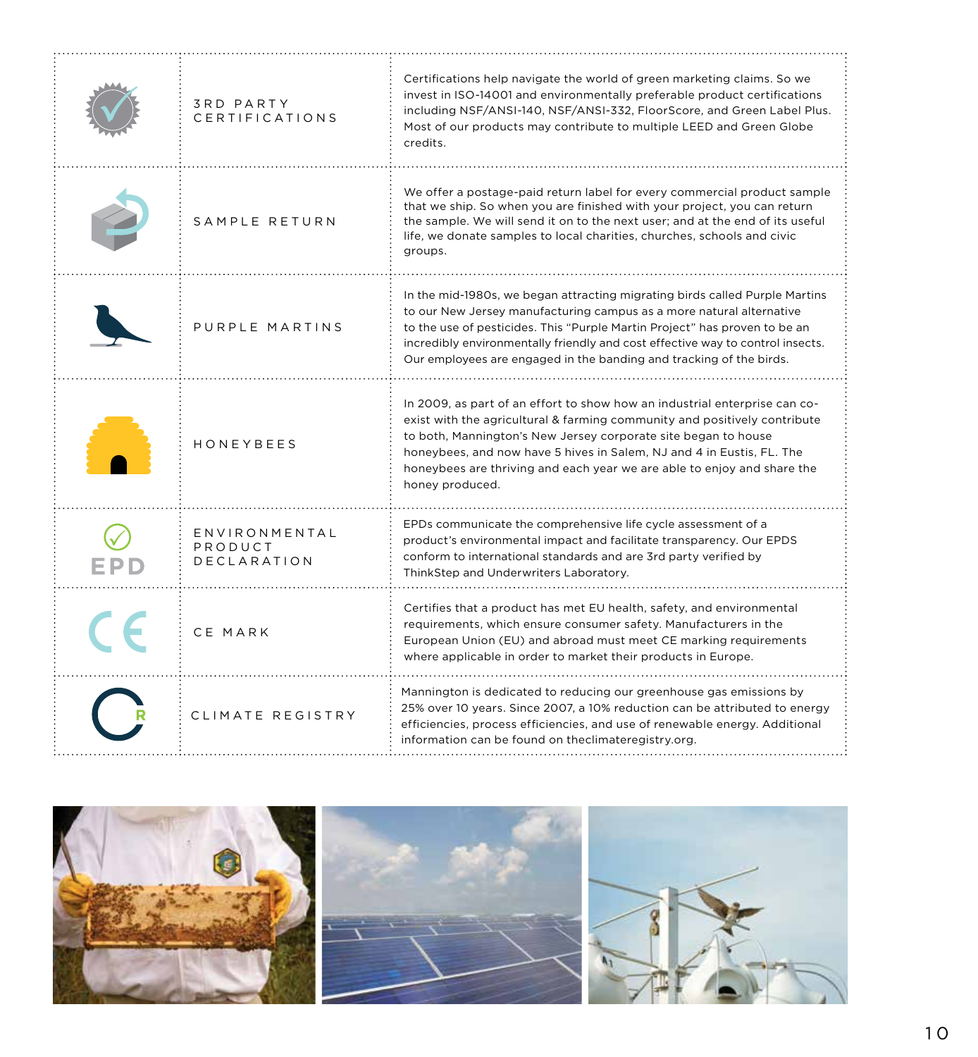| | | |
|---|---|---|
| | 3RD PARTY CERTIFICATIONS | Certifications help navigate the world of green marketing claims. So we invest in ISO-14001 and environmentally preferable product certifications including NSF/ANSI-140, NSF/ANSI-332, FloorScore, and Green Label Plus. Most of our products may contribute to multiple LEED and Green Globe credits. |
| | SAMPLE RETURN | We offer a postage-paid return label for every commercial product sample that we ship. So when you are finished with your project, you can return the sample. We will send it on to the next user; and at the end of its useful life, we donate samples to local charities, churches, schools and civic groups. |
| | PURPLE MARTINS | In the mid-1980s, we began attracting migrating birds called Purple Martins to our New Jersey manufacturing campus as a more natural alternative to the use of pesticides. This "Purple Martin Project" has proven to be an incredibly environmentally friendly and cost effective way to control insects. Our employees are engaged in the banding and tracking of the birds. |
| | HONEYBEES | In 2009, as part of an effort to show how an industrial enterprise can co-exist with the agricultural & farming community and positively contribute to both, Mannington's New Jersey corporate site began to house honeybees, and now have 5 hives in Salem, NJ and 4 in Eustis, FL. The honeybees are thriving and each year we are able to enjoy and share the honey produced. |
| EPD | ENVIRONMENTAL PRODUCT DECLARATION | EPDs communicate the comprehensive life cycle assessment of a product's environmental impact and facilitate transparency. Our EPDS conform to international standards and are 3rd party verified by ThinkStep and Underwriters Laboratory. |
| CE | CE MARK | Certifies that a product has met EU health, safety, and environmental requirements, which ensure consumer safety. Manufacturers in the European Union (EU) and abroad must meet CE marking requirements where applicable in order to market their products in Europe. |
| | CLIMATE REGISTRY | Mannington is dedicated to reducing our greenhouse gas emissions by 25% over 10 years. Since 2007, a 10% reduction can be attributed to energy efficiencies, process efficiencies, and use of renewable energy. Additional information can be found on theclimateregistry.org. |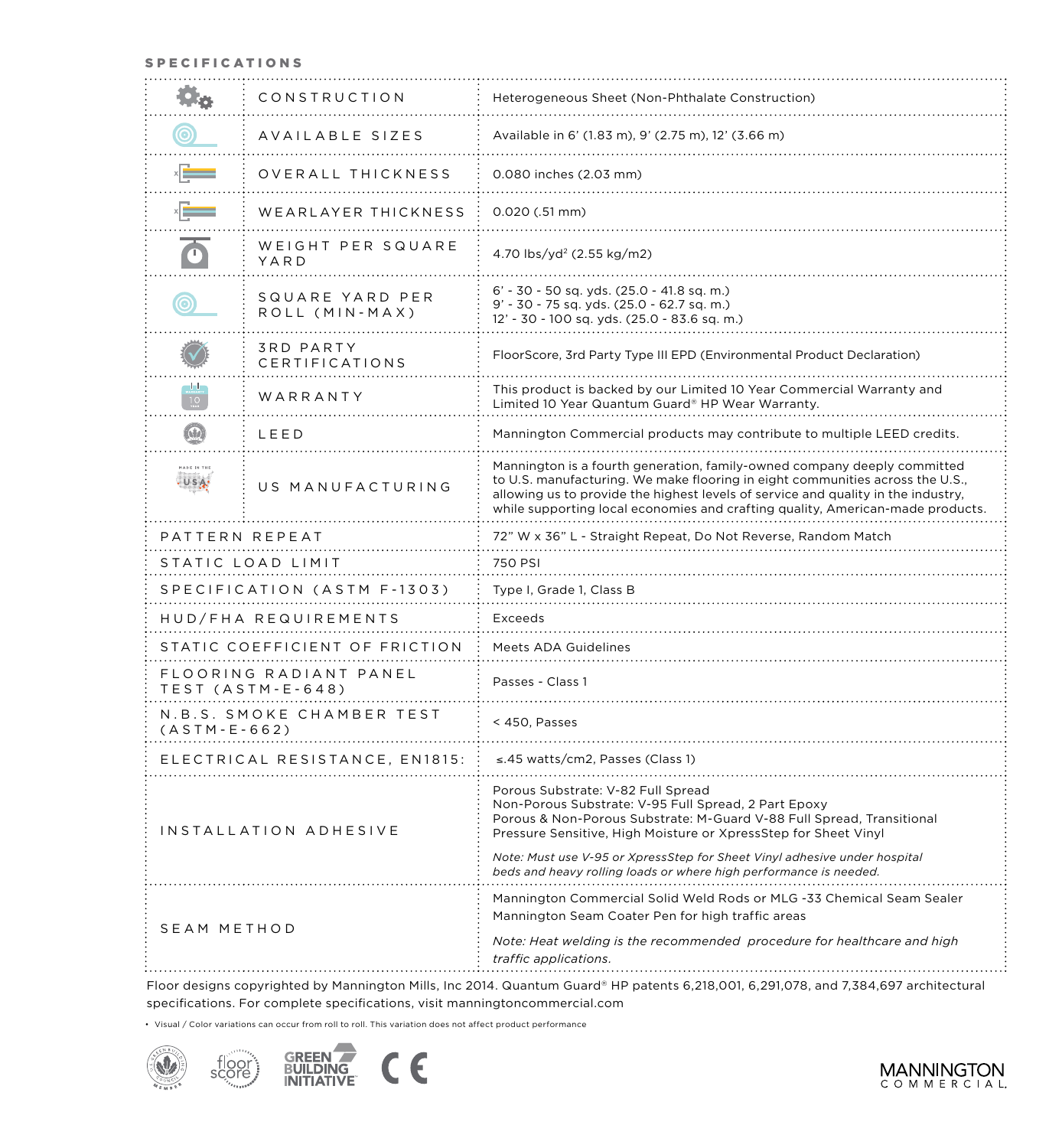## SPECIFICATIONS

| | |
|---|---|
| CONSTRUCTION | Heterogeneous Sheet (Non-Phthalate Construction) |
| AVAILABLE SIZES | Available in 6' (1.83 m), 9' (2.75 m), 12' (3.66 m) |
| OVERALL THICKNESS | 0.080 inches (2.03 mm) |
| WEARLAYER THICKNESS | 0.020 (.51 mm) |
| WEIGHT PER SQUARE YARD | 4.70 lbs/yd² (2.55 kg/m2) |
| SQUARE YARD PER ROLL (MIN-MAX) | 6' - 30 - 50 sq. yds. (25.0 - 41.8 sq. m.)<br>9' - 30 - 75 sq. yds. (25.0 - 62.7 sq. m.)<br>12' - 30 - 100 sq. yds. (25.0 - 83.6 sq. m.) |
| 3RD PARTY CERTIFICATIONS | FloorScore, 3rd Party Type III EPD (Environmental Product Declaration) |
| WARRANTY | This product is backed by our Limited 10 Year Commercial Warranty and Limited 10 Year Quantum Guard® HP Wear Warranty. |
| LEED | Mannington Commercial products may contribute to multiple LEED credits. |
| US MANUFACTURING | Mannington is a fourth generation, family-owned company deeply committed to U.S. manufacturing. We make flooring in eight communities across the U.S., allowing us to provide the highest levels of service and quality in the industry, while supporting local economies and crafting quality, American-made products. |
| PATTERN REPEAT | 72" W x 36" L - Straight Repeat, Do Not Reverse, Random Match |
| STATIC LOAD LIMIT | 750 PSI |
| SPECIFICATION (ASTM F-1303) | Type I, Grade 1, Class B |
| HUD/FHA REQUIREMENTS | Exceeds |
| STATIC COEFFICIENT OF FRICTION | Meets ADA Guidelines |
| FLOORING RADIANT PANEL TEST (ASTM-E-648) | Passes - Class 1 |
| N.B.S. SMOKE CHAMBER TEST (ASTM-E-662) | < 450, Passes |
| ELECTRICAL RESISTANCE, EN1815: | ≤.45 watts/cm2, Passes (Class 1) |
| INSTALLATION ADHESIVE | Porous Substrate: V-82 Full Spread<br>Non-Porous Substrate: V-95 Full Spread, 2 Part Epoxy<br>Porous & Non-Porous Substrate: M-Guard V-88 Full Spread, Transitional Pressure Sensitive, High Moisture or XpressStep for Sheet Vinyl<br>*Note: Must use V-95 or XpressStep for Sheet Vinyl adhesive under hospital beds and heavy rolling loads or where high performance is needed.* |
| SEAM METHOD | Mannington Commercial Solid Weld Rods or MLG -33 Chemical Seam Sealer<br>Mannington Seam Coater Pen for high traffic areas<br>*Note: Heat welding is the recommended procedure for healthcare and high traffic applications.* |

Floor designs copyrighted by Mannington Mills, Inc 2014. Quantum Guard® HP patents 6,218,001, 6,291,078, and 7,384,697 architectural specifications. For complete specifications, visit manningtoncommercial.com

- Visual / Color variations can occur from roll to roll. This variation does not affect product performance

MANNINGTON COMMERCIAL